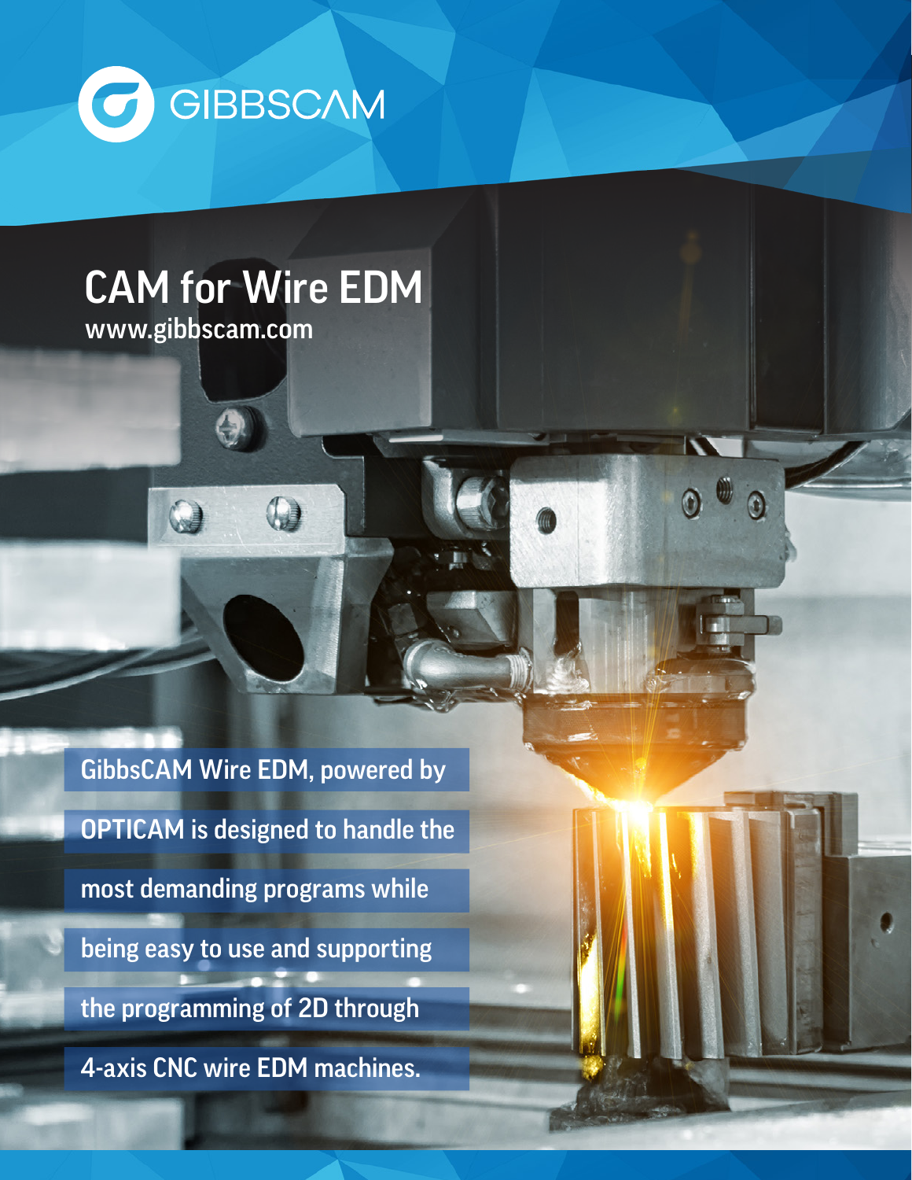GIBBSCAM

# CAM for Wire EDM

www.gibbscam.com

GibbsCAM Wire EDM, powered by OPTICAM is designed to handle the most demanding programs while being easy to use and supporting the programming of 2D through 4-axis CNC wire EDM machines.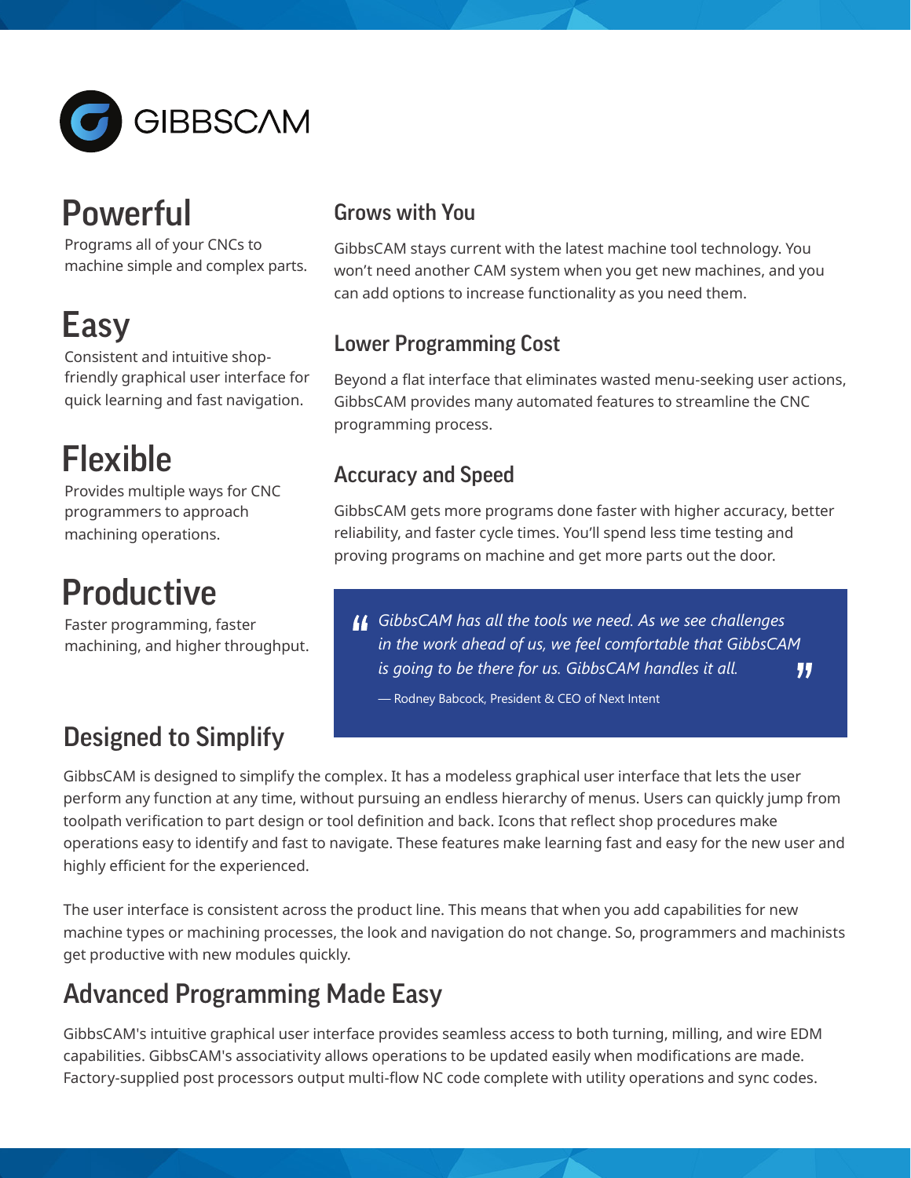GIBBSCAM

## Powerful

Programs all of your CNCs to machine simple and complex parts.

## Easy

Consistent and intuitive shop-friendly graphical user interface for quick learning and fast navigation.

## Flexible

Provides multiple ways for CNC programmers to approach machining operations.

## Productive

Faster programming, faster machining, and higher throughput.

### Grows with You

GibbsCAM stays current with the latest machine tool technology. You won't need another CAM system when you get new machines, and you can add options to increase functionality as you need them.

### Lower Programming Cost

Beyond a flat interface that eliminates wasted menu-seeking user actions, GibbsCAM provides many automated features to streamline the CNC programming process.

### Accuracy and Speed

GibbsCAM gets more programs done faster with higher accuracy, better reliability, and faster cycle times. You'll spend less time testing and proving programs on machine and get more parts out the door.

> *"GibbsCAM has all the tools we need. As we see challenges in the work ahead of us, we feel comfortable that GibbsCAM is going to be there for us. GibbsCAM handles it all."*
>
> — Rodney Babcock, President & CEO of Next Intent

### Designed to Simplify

GibbsCAM is designed to simplify the complex. It has a modeless graphical user interface that lets the user perform any function at any time, without pursuing an endless hierarchy of menus. Users can quickly jump from toolpath verification to part design or tool definition and back. Icons that reflect shop procedures make operations easy to identify and fast to navigate. These features make learning fast and easy for the new user and highly efficient for the experienced.

The user interface is consistent across the product line. This means that when you add capabilities for new machine types or machining processes, the look and navigation do not change. So, programmers and machinists get productive with new modules quickly.

### Advanced Programming Made Easy

GibbsCAM's intuitive graphical user interface provides seamless access to both turning, milling, and wire EDM capabilities. GibbsCAM's associativity allows operations to be updated easily when modifications are made. Factory-supplied post processors output multi-flow NC code complete with utility operations and sync codes.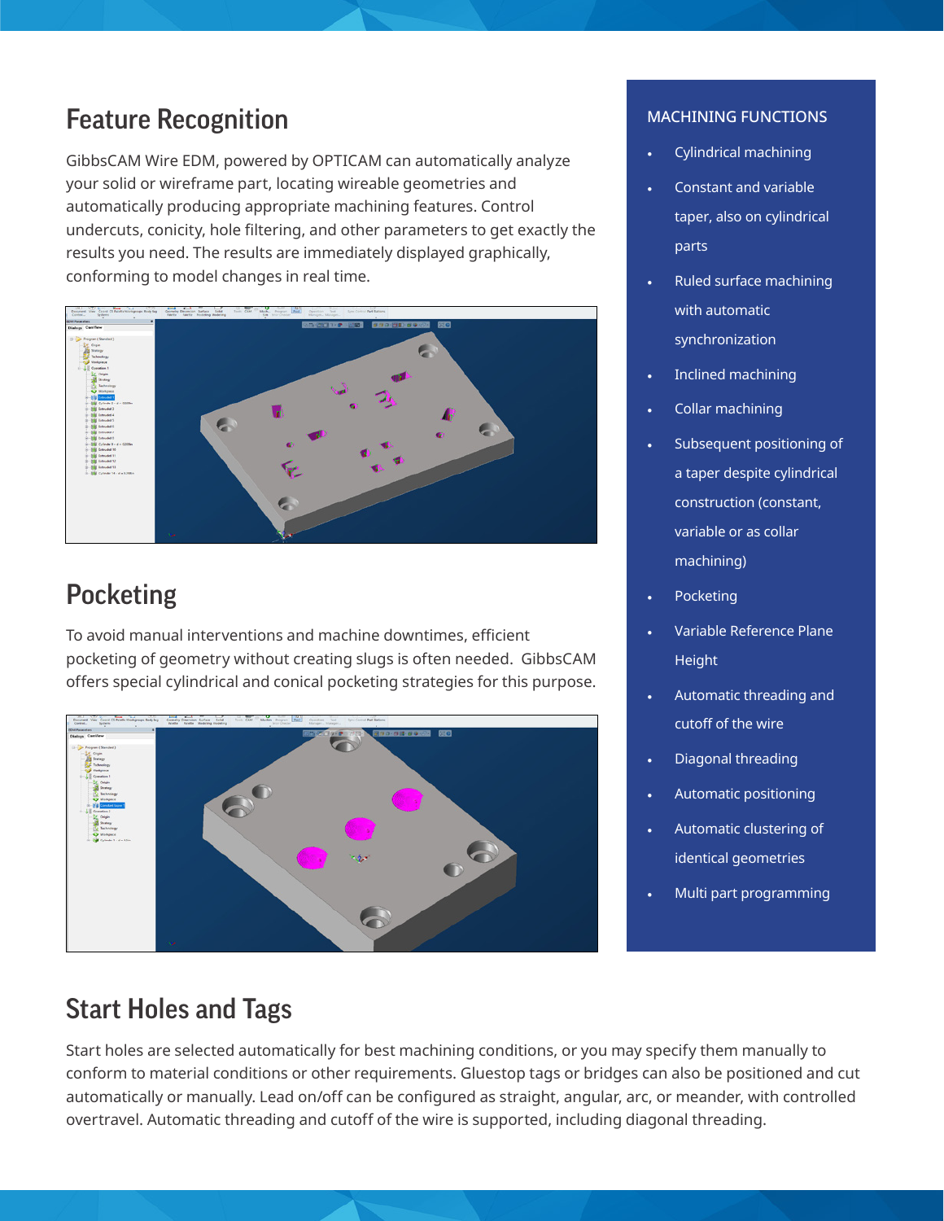## Feature Recognition

GibbsCAM Wire EDM, powered by OPTICAM can automatically analyze your solid or wireframe part, locating wireable geometries and automatically producing appropriate machining features. Control undercuts, conicity, hole filtering, and other parameters to get exactly the results you need. The results are immediately displayed graphically, conforming to model changes in real time.

## Pocketing

To avoid manual interventions and machine downtimes, efficient pocketing of geometry without creating slugs is often needed. GibbsCAM offers special cylindrical and conical pocketing strategies for this purpose.

### MACHINING FUNCTIONS

- Cylindrical machining
- Constant and variable taper, also on cylindrical parts
- Ruled surface machining with automatic synchronization
- Inclined machining
- Collar machining
- Subsequent positioning of a taper despite cylindrical construction (constant, variable or as collar machining)
- Pocketing
- Variable Reference Plane Height
- Automatic threading and cutoff of the wire
- Diagonal threading
- Automatic positioning
- Automatic clustering of identical geometries
- Multi part programming

## Start Holes and Tags

Start holes are selected automatically for best machining conditions, or you may specify them manually to conform to material conditions or other requirements. Gluestop tags or bridges can also be positioned and cut automatically or manually. Lead on/off can be configured as straight, angular, arc, or meander, with controlled overtravel. Automatic threading and cutoff of the wire is supported, including diagonal threading.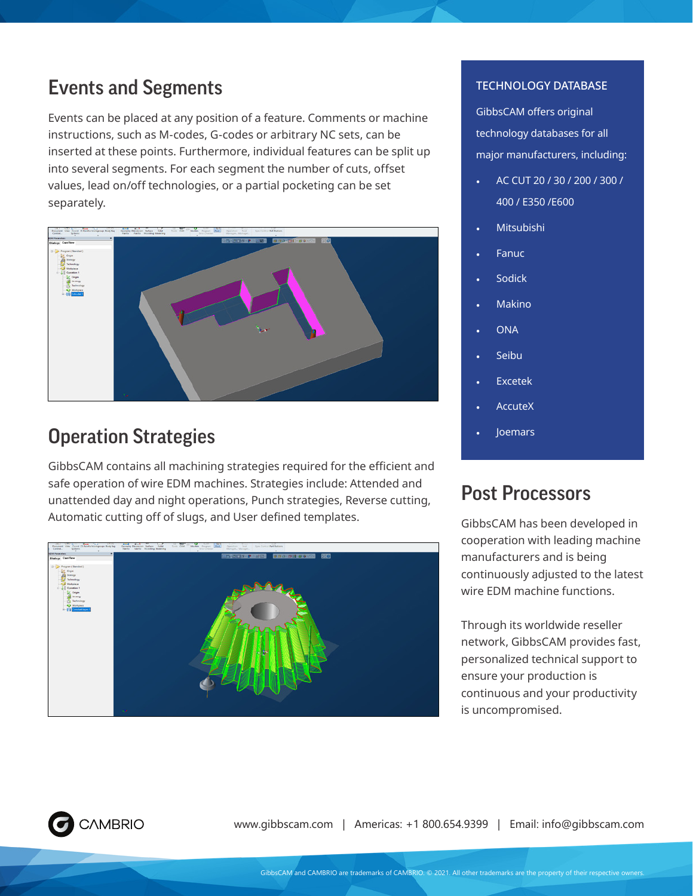## Events and Segments

Events can be placed at any position of a feature. Comments or machine instructions, such as M-codes, G-codes or arbitrary NC sets, can be inserted at these points. Furthermore, individual features can be split up into several segments. For each segment the number of cuts, offset values, lead on/off technologies, or a partial pocketing can be set separately.

## Operation Strategies

GibbsCAM contains all machining strategies required for the efficient and safe operation of wire EDM machines. Strategies include: Attended and unattended day and night operations, Punch strategies, Reverse cutting, Automatic cutting off of slugs, and User defined templates.

### TECHNOLOGY DATABASE

GibbsCAM offers original technology databases for all major manufacturers, including:

- AC CUT 20 / 30 / 200 / 300 / 400 / E350 /E600
- Mitsubishi
- Fanuc
- Sodick
- Makino
- ONA
- Seibu
- Excetek
- AccuteX
- Joemars

## Post Processors

GibbsCAM has been developed in cooperation with leading machine manufacturers and is being continuously adjusted to the latest wire EDM machine functions.

Through its worldwide reseller network, GibbsCAM provides fast, personalized technical support to ensure your production is continuous and your productivity is uncompromised.

CAMBRIO

www.gibbscam.com | Americas: +1 800.654.9399 | Email: info@gibbscam.com

GibbsCAM and CAMBRIO are trademarks of CAMBRIO. © 2021. All other trademarks are the property of their respective owners.